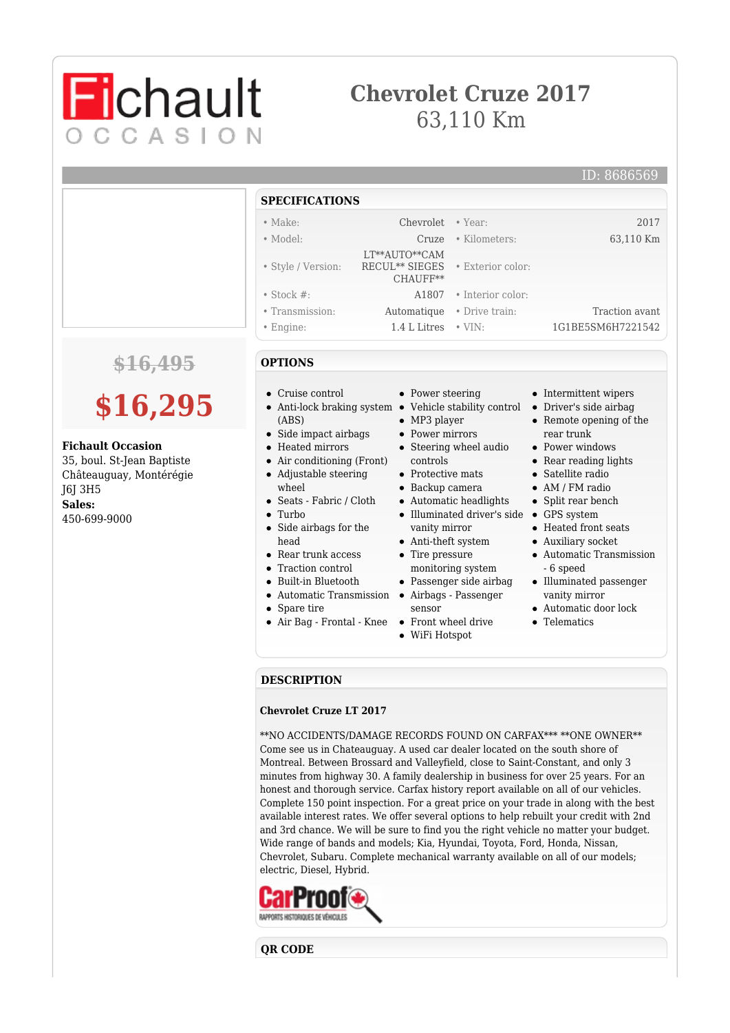# Fichault OCCASION

# Chevrolet Cruze 2017

63,110 Km

ID: 8686569

~~$16,495~~

**$16,295**

**Fichault Occasion**
35, boul. St-Jean Baptiste
Châteauguay, Montérégie
J6J 3H5
**Sales:**
450-699-9000

## SPECIFICATIONS

| | | | |
|---|---|---|---|
| • Make: | Chevrolet | • Year: | 2017 |
| • Model: | Cruze | • Kilometers: | 63,110 Km |
| • Style / Version: | LT**AUTO**CAM RECUL** SIEGES CHAUFF** | • Exterior color: | |
| • Stock #: | A1807 | • Interior color: | |
| • Transmission: | Automatique | • Drive train: | Traction avant |
| • Engine: | 1.4 L Litres | • VIN: | 1G1BE5SM6H7221542 |

## OPTIONS

- Cruise control
- Anti-lock braking system (ABS)
- Side impact airbags
- Heated mirrors
- Air conditioning (Front)
- Adjustable steering wheel
- Seats - Fabric / Cloth
- Turbo
- Side airbags for the head
- Rear trunk access
- Traction control
- Built-in Bluetooth
- Automatic Transmission
- Spare tire
- Air Bag - Frontal - Knee
- Power steering
- Vehicle stability control
- MP3 player
- Power mirrors
- Steering wheel audio controls
- Protective mats
- Backup camera
- Automatic headlights
- Illuminated driver's side vanity mirror
- Anti-theft system
- Tire pressure monitoring system
- Passenger side airbag
- Airbags - Passenger sensor
- Front wheel drive
- WiFi Hotspot
- Intermittent wipers
- Driver's side airbag
- Remote opening of the rear trunk
- Power windows
- Rear reading lights
- Satellite radio
- AM / FM radio
- Split rear bench
- GPS system
- Heated front seats
- Auxiliary socket
- Automatic Transmission - 6 speed
- Illuminated passenger vanity mirror
- Automatic door lock
- Telematics

## DESCRIPTION

**Chevrolet Cruze LT 2017**

**NO ACCIDENTS/DAMAGE RECORDS FOUND ON CARFAX*** **ONE OWNER** Come see us in Chateauguay. A used car dealer located on the south shore of Montreal. Between Brossard and Valleyfield, close to Saint-Constant, and only 3 minutes from highway 30. A family dealership in business for over 25 years. For an honest and thorough service. Carfax history report available on all of our vehicles. Complete 150 point inspection. For a great price on your trade in along with the best available interest rates. We offer several options to help rebuilt your credit with 2nd and 3rd chance. We will be sure to find you the right vehicle no matter your budget. Wide range of bands and models; Kia, Hyundai, Toyota, Ford, Honda, Nissan, Chevrolet, Subaru. Complete mechanical warranty available on all of our models; electric, Diesel, Hybrid.

CarProof RAPPORTS HISTORIQUES DE VÉHICULES

## QR CODE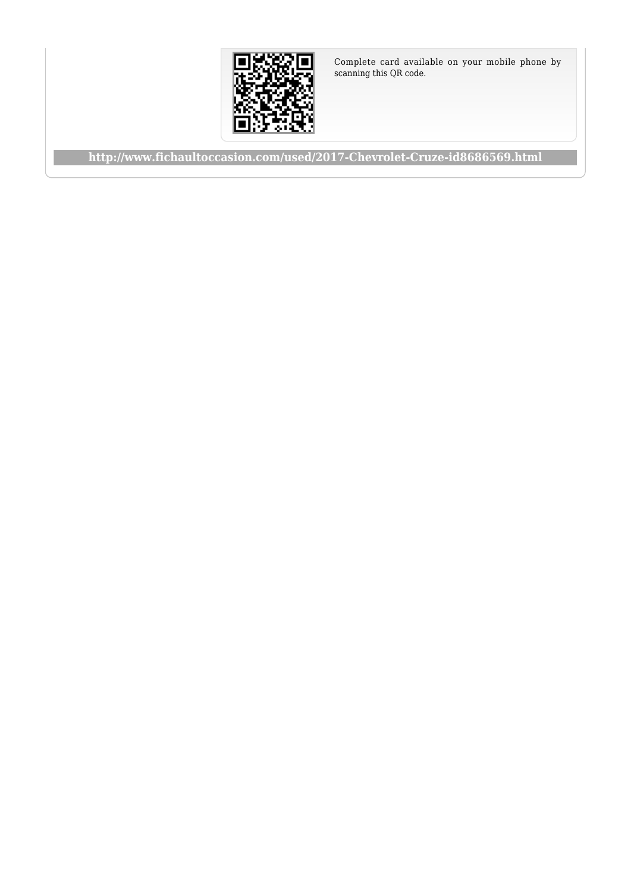Complete card available on your mobile phone by scanning this QR code.

**http://www.fichaultoccasion.com/used/2017-Chevrolet-Cruze-id8686569.html**